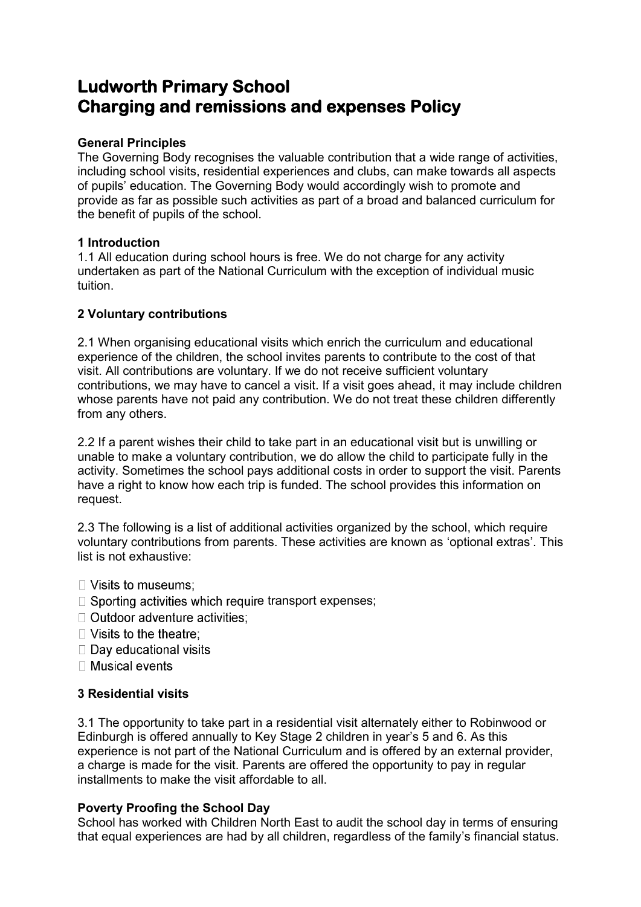# Ludworth Primary School
# Charging and remissions and expenses Policy

**General Principles**

The Governing Body recognises the valuable contribution that a wide range of activities, including school visits, residential experiences and clubs, can make towards all aspects of pupils' education. The Governing Body would accordingly wish to promote and provide as far as possible such activities as part of a broad and balanced curriculum for the benefit of pupils of the school.

**1 Introduction**

1.1 All education during school hours is free. We do not charge for any activity undertaken as part of the National Curriculum with the exception of individual music tuition.

**2 Voluntary contributions**

2.1 When organising educational visits which enrich the curriculum and educational experience of the children, the school invites parents to contribute to the cost of that visit. All contributions are voluntary. If we do not receive sufficient voluntary contributions, we may have to cancel a visit. If a visit goes ahead, it may include children whose parents have not paid any contribution. We do not treat these children differently from any others.

2.2 If a parent wishes their child to take part in an educational visit but is unwilling or unable to make a voluntary contribution, we do allow the child to participate fully in the activity. Sometimes the school pays additional costs in order to support the visit. Parents have a right to know how each trip is funded. The school provides this information on request.

2.3 The following is a list of additional activities organized by the school, which require voluntary contributions from parents. These activities are known as 'optional extras'. This list is not exhaustive:

- Visits to museums;
- Sporting activities which require transport expenses;
- Outdoor adventure activities;
- Visits to the theatre;
- Day educational visits
- Musical events

**3 Residential visits**

3.1 The opportunity to take part in a residential visit alternately either to Robinwood or Edinburgh is offered annually to Key Stage 2 children in year's 5 and 6. As this experience is not part of the National Curriculum and is offered by an external provider, a charge is made for the visit. Parents are offered the opportunity to pay in regular installments to make the visit affordable to all.

**Poverty Proofing the School Day**

School has worked with Children North East to audit the school day in terms of ensuring that equal experiences are had by all children, regardless of the family's financial status.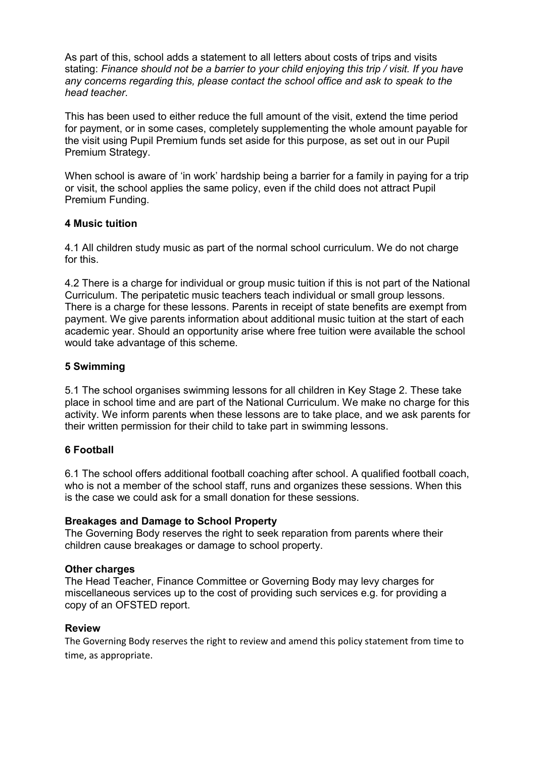As part of this, school adds a statement to all letters about costs of trips and visits stating: *Finance should not be a barrier to your child enjoying this trip / visit. If you have any concerns regarding this, please contact the school office and ask to speak to the head teacher.*

This has been used to either reduce the full amount of the visit, extend the time period for payment, or in some cases, completely supplementing the whole amount payable for the visit using Pupil Premium funds set aside for this purpose, as set out in our Pupil Premium Strategy.

When school is aware of 'in work' hardship being a barrier for a family in paying for a trip or visit, the school applies the same policy, even if the child does not attract Pupil Premium Funding.

### 4 Music tuition

4.1 All children study music as part of the normal school curriculum. We do not charge for this.

4.2 There is a charge for individual or group music tuition if this is not part of the National Curriculum. The peripatetic music teachers teach individual or small group lessons. There is a charge for these lessons. Parents in receipt of state benefits are exempt from payment. We give parents information about additional music tuition at the start of each academic year. Should an opportunity arise where free tuition were available the school would take advantage of this scheme.

### 5 Swimming

5.1 The school organises swimming lessons for all children in Key Stage 2. These take place in school time and are part of the National Curriculum. We make no charge for this activity. We inform parents when these lessons are to take place, and we ask parents for their written permission for their child to take part in swimming lessons.

### 6 Football

6.1 The school offers additional football coaching after school. A qualified football coach, who is not a member of the school staff, runs and organizes these sessions. When this is the case we could ask for a small donation for these sessions.

### Breakages and Damage to School Property

The Governing Body reserves the right to seek reparation from parents where their children cause breakages or damage to school property.

### Other charges

The Head Teacher, Finance Committee or Governing Body may levy charges for miscellaneous services up to the cost of providing such services e.g. for providing a copy of an OFSTED report.

### Review

The Governing Body reserves the right to review and amend this policy statement from time to time, as appropriate.